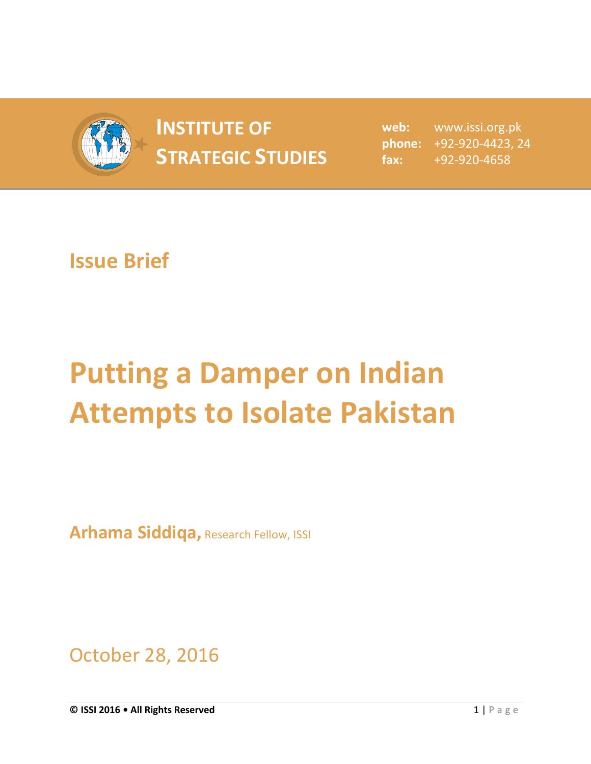**INSTITUTE OF STRATEGIC STUDIES**

**web:** www.issi.org.pk
**phone:** +92-920-4423, 24
**fax:** +92-920-4658

## Issue Brief

# Putting a Damper on Indian Attempts to Isolate Pakistan

**Arhama Siddiqa,** Research Fellow, ISSI

October 28, 2016

**© ISSI 2016 • All Rights Reserved**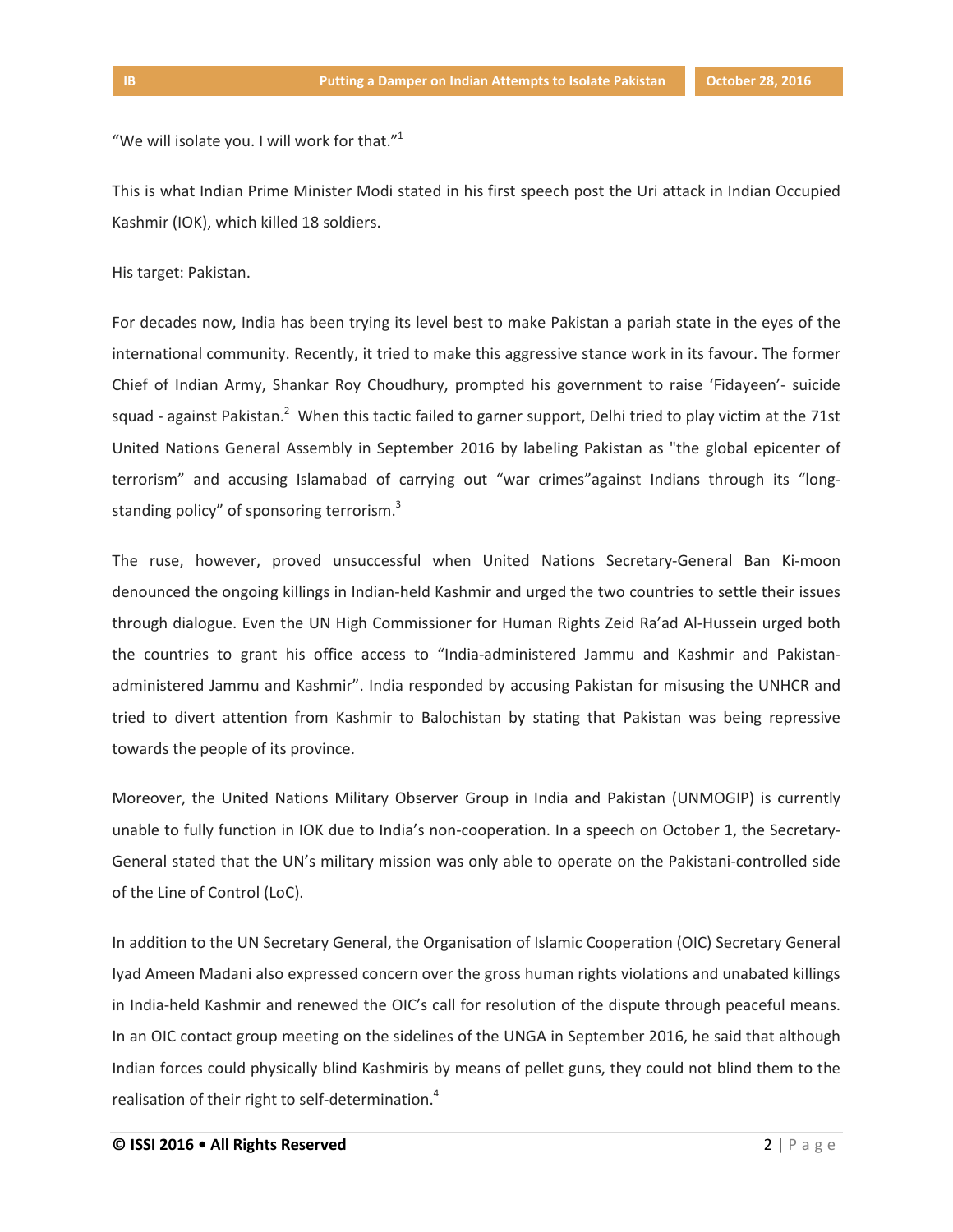"We will isolate you. I will work for that."[1]

This is what Indian Prime Minister Modi stated in his first speech post the Uri attack in Indian Occupied Kashmir (IOK), which killed 18 soldiers.

His target: Pakistan.

For decades now, India has been trying its level best to make Pakistan a pariah state in the eyes of the international community. Recently, it tried to make this aggressive stance work in its favour. The former Chief of Indian Army, Shankar Roy Choudhury, prompted his government to raise 'Fidayeen'- suicide squad - against Pakistan.[2] When this tactic failed to garner support, Delhi tried to play victim at the 71st United Nations General Assembly in September 2016 by labeling Pakistan as "the global epicenter of terrorism" and accusing Islamabad of carrying out "war crimes"against Indians through its "long-standing policy" of sponsoring terrorism.[3]

The ruse, however, proved unsuccessful when United Nations Secretary-General Ban Ki-moon denounced the ongoing killings in Indian-held Kashmir and urged the two countries to settle their issues through dialogue. Even the UN High Commissioner for Human Rights Zeid Ra'ad Al-Hussein urged both the countries to grant his office access to "India-administered Jammu and Kashmir and Pakistan-administered Jammu and Kashmir". India responded by accusing Pakistan for misusing the UNHCR and tried to divert attention from Kashmir to Balochistan by stating that Pakistan was being repressive towards the people of its province.

Moreover, the United Nations Military Observer Group in India and Pakistan (UNMOGIP) is currently unable to fully function in IOK due to India's non-cooperation. In a speech on October 1, the Secretary-General stated that the UN's military mission was only able to operate on the Pakistani-controlled side of the Line of Control (LoC).

In addition to the UN Secretary General, the Organisation of Islamic Cooperation (OIC) Secretary General Iyad Ameen Madani also expressed concern over the gross human rights violations and unabated killings in India-held Kashmir and renewed the OIC's call for resolution of the dispute through peaceful means. In an OIC contact group meeting on the sidelines of the UNGA in September 2016, he said that although Indian forces could physically blind Kashmiris by means of pellet guns, they could not blind them to the realisation of their right to self-determination.[4]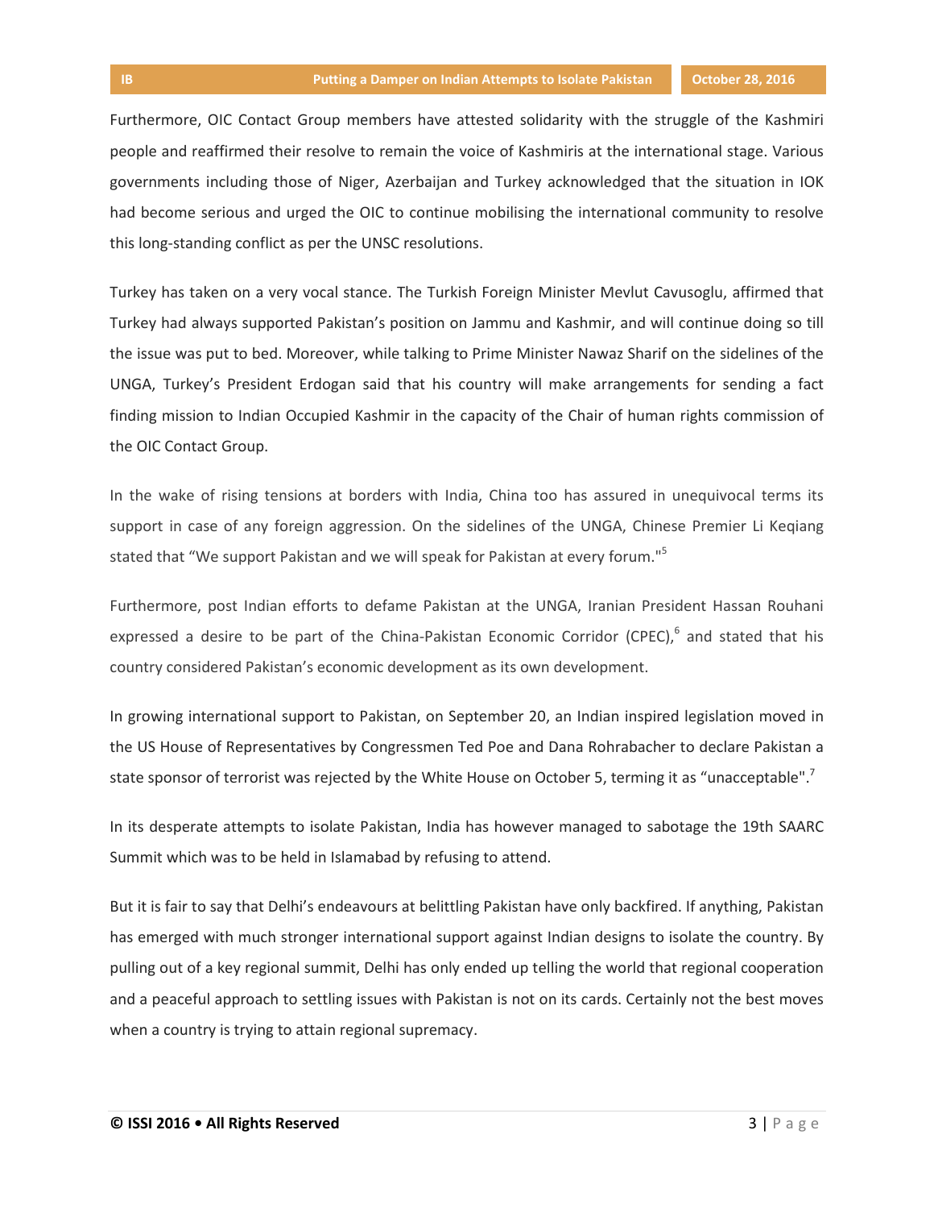Furthermore, OIC Contact Group members have attested solidarity with the struggle of the Kashmiri people and reaffirmed their resolve to remain the voice of Kashmiris at the international stage. Various governments including those of Niger, Azerbaijan and Turkey acknowledged that the situation in IOK had become serious and urged the OIC to continue mobilising the international community to resolve this long-standing conflict as per the UNSC resolutions.

Turkey has taken on a very vocal stance. The Turkish Foreign Minister Mevlut Cavusoglu, affirmed that Turkey had always supported Pakistan's position on Jammu and Kashmir, and will continue doing so till the issue was put to bed. Moreover, while talking to Prime Minister Nawaz Sharif on the sidelines of the UNGA, Turkey's President Erdogan said that his country will make arrangements for sending a fact finding mission to Indian Occupied Kashmir in the capacity of the Chair of human rights commission of the OIC Contact Group.

In the wake of rising tensions at borders with India, China too has assured in unequivocal terms its support in case of any foreign aggression. On the sidelines of the UNGA, Chinese Premier Li Keqiang stated that "We support Pakistan and we will speak for Pakistan at every forum."[5]

Furthermore, post Indian efforts to defame Pakistan at the UNGA, Iranian President Hassan Rouhani expressed a desire to be part of the China-Pakistan Economic Corridor (CPEC),[6] and stated that his country considered Pakistan's economic development as its own development.

In growing international support to Pakistan, on September 20, an Indian inspired legislation moved in the US House of Representatives by Congressmen Ted Poe and Dana Rohrabacher to declare Pakistan a state sponsor of terrorist was rejected by the White House on October 5, terming it as "unacceptable".[7]

In its desperate attempts to isolate Pakistan, India has however managed to sabotage the 19th SAARC Summit which was to be held in Islamabad by refusing to attend.

But it is fair to say that Delhi's endeavours at belittling Pakistan have only backfired. If anything, Pakistan has emerged with much stronger international support against Indian designs to isolate the country. By pulling out of a key regional summit, Delhi has only ended up telling the world that regional cooperation and a peaceful approach to settling issues with Pakistan is not on its cards. Certainly not the best moves when a country is trying to attain regional supremacy.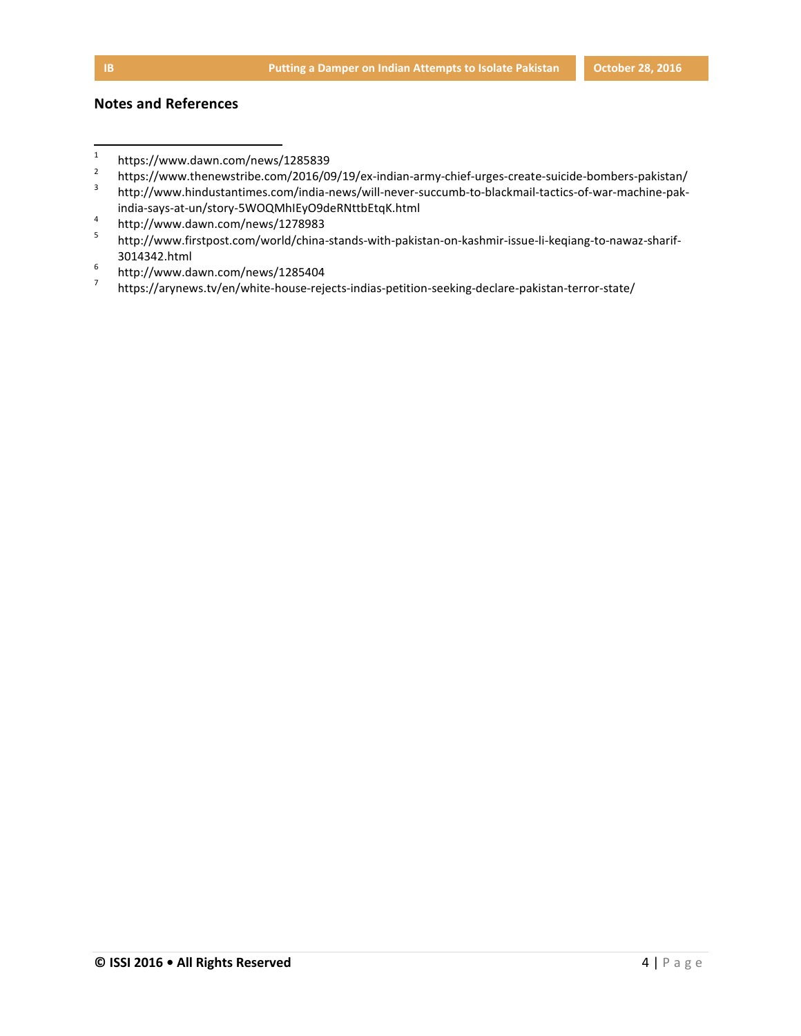## Notes and References

[1] https://www.dawn.com/news/1285839

[2] https://www.thenewstribe.com/2016/09/19/ex-indian-army-chief-urges-create-suicide-bombers-pakistan/

[3] http://www.hindustantimes.com/india-news/will-never-succumb-to-blackmail-tactics-of-war-machine-pak-india-says-at-un/story-5WOQMhIEyO9deRNttbEtqK.html

[4] http://www.dawn.com/news/1278983

[5] http://www.firstpost.com/world/china-stands-with-pakistan-on-kashmir-issue-li-keqiang-to-nawaz-sharif-3014342.html

[6] http://www.dawn.com/news/1285404

[7] https://arynews.tv/en/white-house-rejects-indias-petition-seeking-declare-pakistan-terror-state/